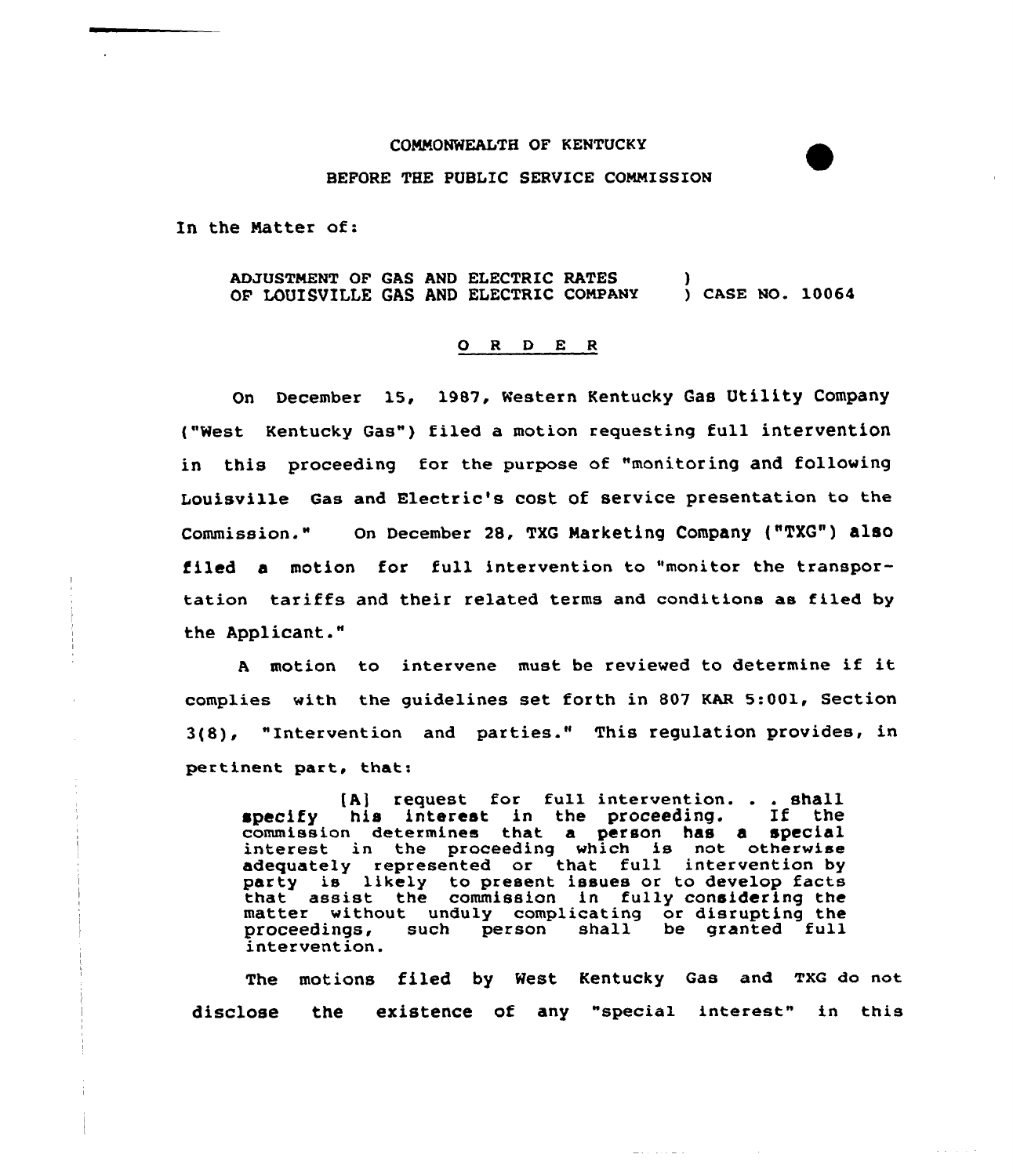COMMONWEALTH OF KENTUCKY

BEFORE THE PUBLIC SERVICE COMMISSION

In the Matter of:

ADJUSTMENT OF GAS AND ELECTRIC RATES OF LOUISVILLE GAS AND ELECTRIC COMPANY ) CASE NO. 10064

O R D E R

On December 15, 1987, Western Kentucky Gas Utility Company ("West Kentucky Gas") filed a motion requesting full intervention in this proceeding for the purpose of "monitoring and following Louisville Gas and Electric's cost of service presentation to the Commission." On December 28, TXG Marketing Company ("TXG") also filed a motion for full intervention to "monitor the transportation tariffs and their related terms and conditions as filed by the Applicant."

A motion to intervene must be reviewed to determine if it complies with the guidelines set forth in 807 KAR 5:001, Section 3(8), "Intervention and parties." This regulation provides, in pertinent part, that:

> [A] request for full intervention. . . shall specify his interest in the proceeding. If the commission determines that a person has a special interest in the proceeding which is not otherwise adequately represented or that full intervention by party is likely to present issues or to develop facts that assist the commission in fully considering the matter without unduly complicating or disrupting the proceedings, such person shall be granted full intervention.

The motions filed by West Kentucky Gas and TXG do not disclose the existence of any "special interest" in this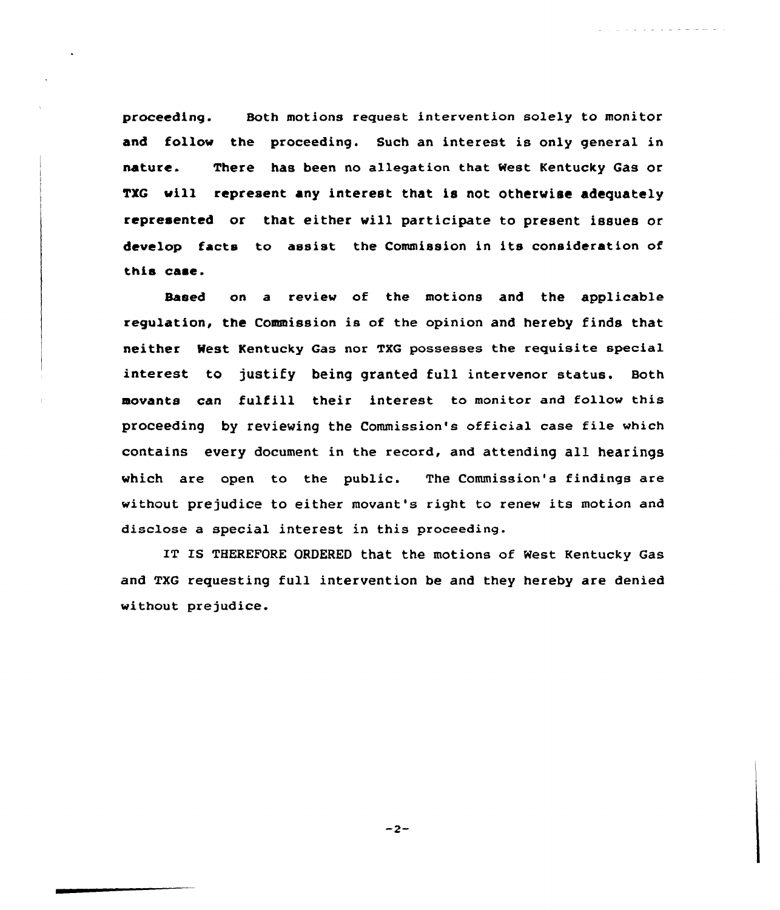proceeding. Both motions request intervention solely to monitor and follow the proceeding. Such an interest is only general in nature. There has been no allegation that West Kentucky Gas or TXG will represent any interest that is not otherwise adequately represented or that either will participate to present issues or develop facts to assist the Commission in its consideration of this case.

Based on a review of the motions and the applicable regulation, the Commission is of the opinion and hereby finds that neither West Kentucky Gas nor TXG possesses the requisite special interest to justify being granted full intervenor status. Both movants can fulfill their interest to monitor and follow this proceeding by reviewing the Commission's official case file which contains every document in the record, and attending all hearings which are open to the public. The Commission's findings are without prejudice to either movant's right to renew its motion and disclose a special interest in this proceeding.

IT IS THEREFORE ORDERED that the motions of West Kentucky Gas and TXG requesting full intervention be and they hereby are denied without prejudice.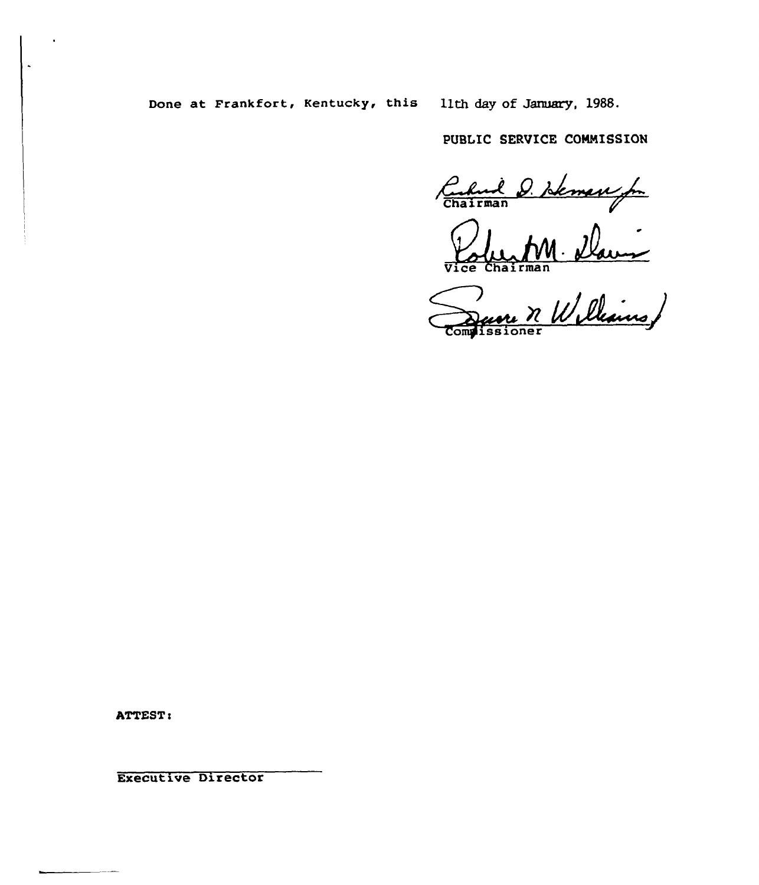Done at Frankfort, Kentucky, this 11th day of January, 1988.

PUBLIC SERVICE COMMISSION

Chairman

Vice Chairman

Commissioner

ATTEST:

Executive Director